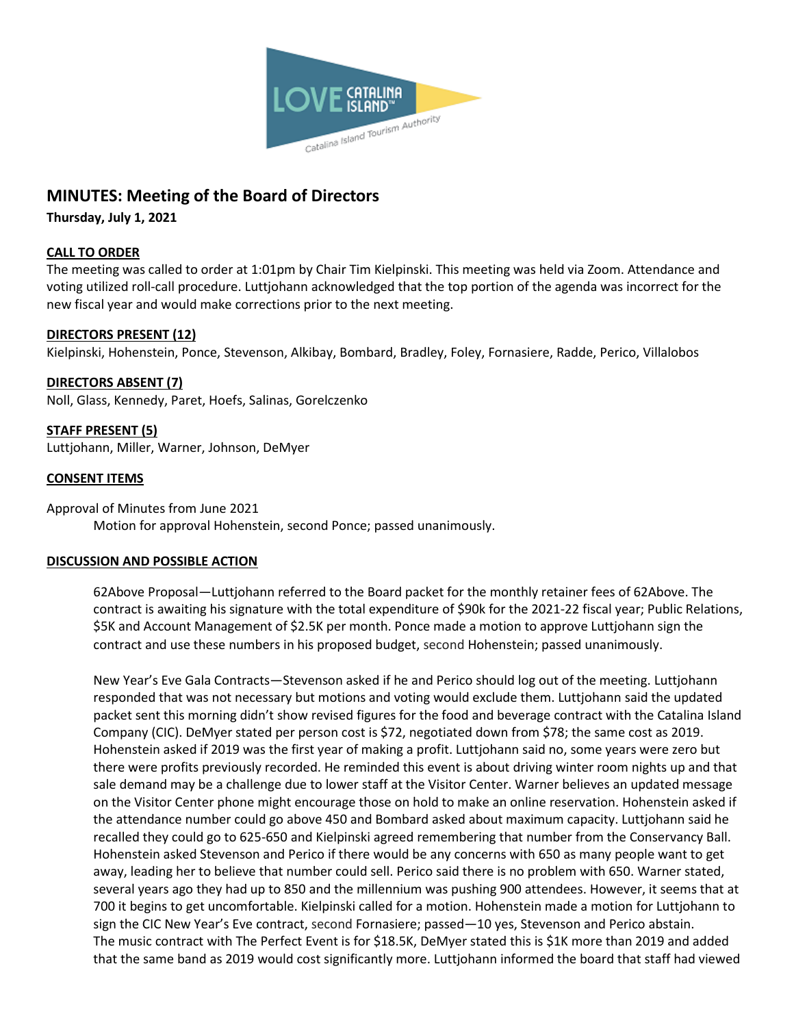# MINUTES: Meeting of the Board of Directors

**Thursday, July 1, 2021**

## CALL TO ORDER

The meeting was called to order at 1:01pm by Chair Tim Kielpinski. This meeting was held via Zoom. Attendance and voting utilized roll-call procedure. Luttjohann acknowledged that the top portion of the agenda was incorrect for the new fiscal year and would make corrections prior to the next meeting.

## DIRECTORS PRESENT (12)

Kielpinski, Hohenstein, Ponce, Stevenson, Alkibay, Bombard, Bradley, Foley, Fornasiere, Radde, Perico, Villalobos

## DIRECTORS ABSENT (7)

Noll, Glass, Kennedy, Paret, Hoefs, Salinas, Gorelczenko

## STAFF PRESENT (5)

Luttjohann, Miller, Warner, Johnson, DeMyer

## CONSENT ITEMS

Approval of Minutes from June 2021

Motion for approval Hohenstein, second Ponce; passed unanimously.

## DISCUSSION AND POSSIBLE ACTION

62Above Proposal—Luttjohann referred to the Board packet for the monthly retainer fees of 62Above. The contract is awaiting his signature with the total expenditure of $90k for the 2021-22 fiscal year; Public Relations, $5K and Account Management of $2.5K per month. Ponce made a motion to approve Luttjohann sign the contract and use these numbers in his proposed budget, second Hohenstein; passed unanimously.

New Year's Eve Gala Contracts—Stevenson asked if he and Perico should log out of the meeting. Luttjohann responded that was not necessary but motions and voting would exclude them. Luttjohann said the updated packet sent this morning didn't show revised figures for the food and beverage contract with the Catalina Island Company (CIC). DeMyer stated per person cost is $72, negotiated down from $78; the same cost as 2019. Hohenstein asked if 2019 was the first year of making a profit. Luttjohann said no, some years were zero but there were profits previously recorded. He reminded this event is about driving winter room nights up and that sale demand may be a challenge due to lower staff at the Visitor Center. Warner believes an updated message on the Visitor Center phone might encourage those on hold to make an online reservation. Hohenstein asked if the attendance number could go above 450 and Bombard asked about maximum capacity. Luttjohann said he recalled they could go to 625-650 and Kielpinski agreed remembering that number from the Conservancy Ball. Hohenstein asked Stevenson and Perico if there would be any concerns with 650 as many people want to get away, leading her to believe that number could sell. Perico said there is no problem with 650. Warner stated, several years ago they had up to 850 and the millennium was pushing 900 attendees. However, it seems that at 700 it begins to get uncomfortable. Kielpinski called for a motion. Hohenstein made a motion for Luttjohann to sign the CIC New Year's Eve contract, second Fornasiere; passed—10 yes, Stevenson and Perico abstain.

The music contract with The Perfect Event is for $18.5K, DeMyer stated this is $1K more than 2019 and added that the same band as 2019 would cost significantly more. Luttjohann informed the board that staff had viewed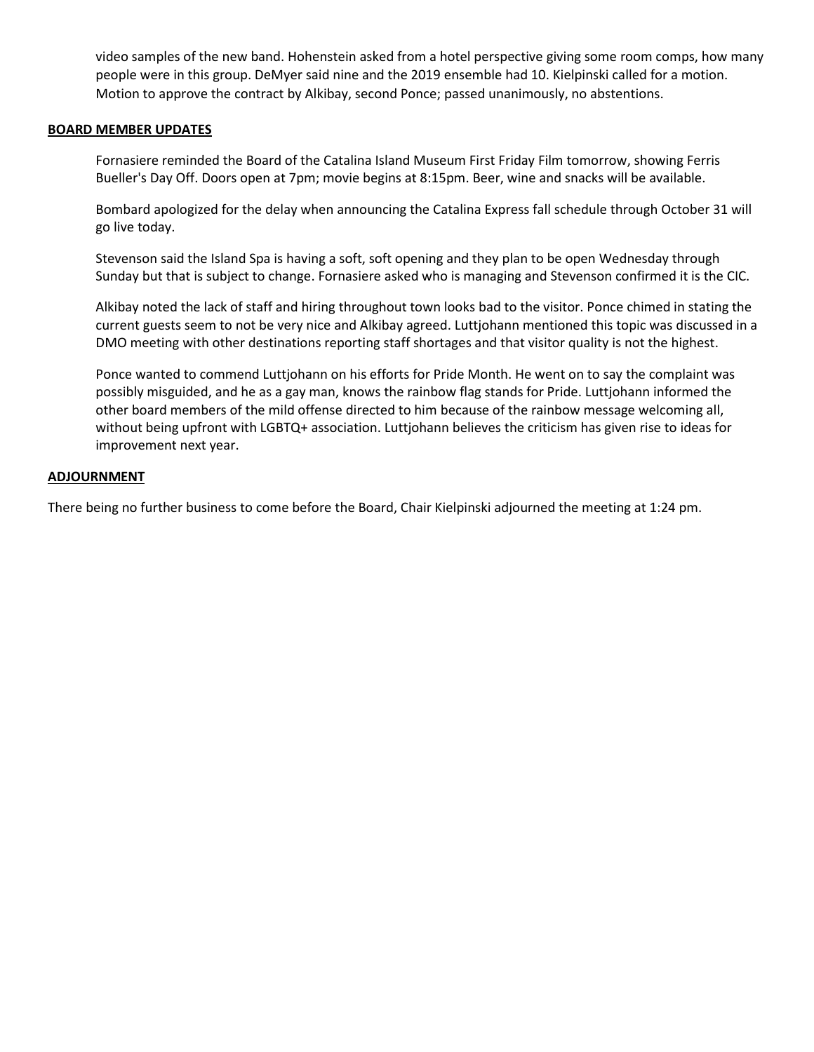video samples of the new band. Hohenstein asked from a hotel perspective giving some room comps, how many people were in this group. DeMyer said nine and the 2019 ensemble had 10. Kielpinski called for a motion. Motion to approve the contract by Alkibay, second Ponce; passed unanimously, no abstentions.

## BOARD MEMBER UPDATES

Fornasiere reminded the Board of the Catalina Island Museum First Friday Film tomorrow, showing Ferris Bueller's Day Off. Doors open at 7pm; movie begins at 8:15pm. Beer, wine and snacks will be available.

Bombard apologized for the delay when announcing the Catalina Express fall schedule through October 31 will go live today.

Stevenson said the Island Spa is having a soft, soft opening and they plan to be open Wednesday through Sunday but that is subject to change. Fornasiere asked who is managing and Stevenson confirmed it is the CIC.

Alkibay noted the lack of staff and hiring throughout town looks bad to the visitor. Ponce chimed in stating the current guests seem to not be very nice and Alkibay agreed. Luttjohann mentioned this topic was discussed in a DMO meeting with other destinations reporting staff shortages and that visitor quality is not the highest.

Ponce wanted to commend Luttjohann on his efforts for Pride Month. He went on to say the complaint was possibly misguided, and he as a gay man, knows the rainbow flag stands for Pride. Luttjohann informed the other board members of the mild offense directed to him because of the rainbow message welcoming all, without being upfront with LGBTQ+ association. Luttjohann believes the criticism has given rise to ideas for improvement next year.

## ADJOURNMENT

There being no further business to come before the Board, Chair Kielpinski adjourned the meeting at 1:24 pm.